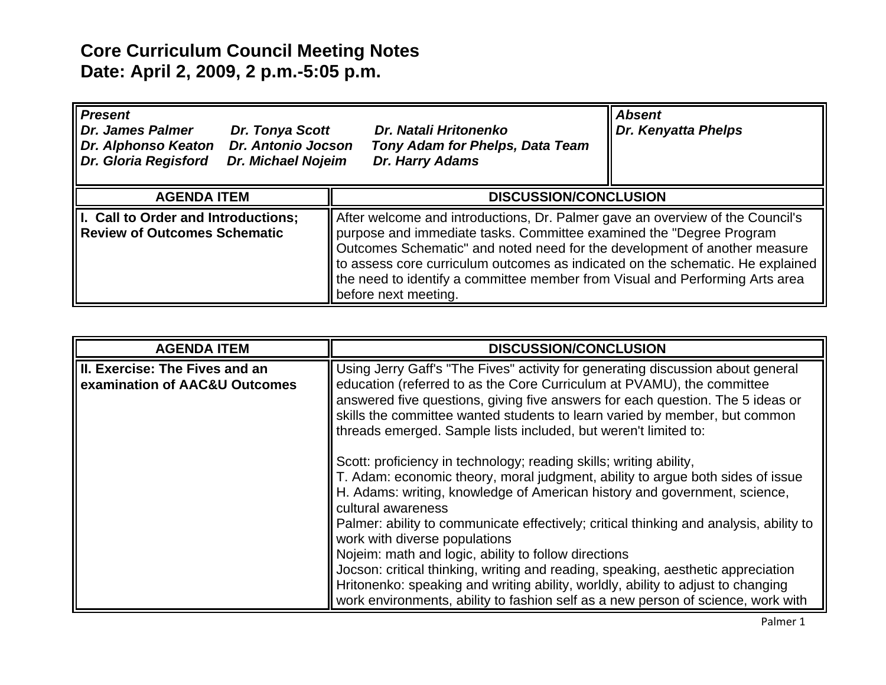# Core Curriculum Council Meeting Notes
# Date: April 2, 2009, 2 p.m.-5:05 p.m.

| *Present* | *Absent* |
|---|---|
| *Dr. James Palmer Dr. Tonya Scott Dr. Natali Hritonenko*<br>*Dr. Alphonso Keaton Dr. Antonio Jocson Tony Adam for Phelps, Data Team*<br>*Dr. Gloria Regisford Dr. Michael Nojeim Dr. Harry Adams* | *Dr. Kenyatta Phelps* |

| AGENDA ITEM | DISCUSSION/CONCLUSION |
|---|---|
| **I. Call to Order and Introductions; Review of Outcomes Schematic** | After welcome and introductions, Dr. Palmer gave an overview of the Council's purpose and immediate tasks. Committee examined the "Degree Program Outcomes Schematic" and noted need for the development of another measure to assess core curriculum outcomes as indicated on the schematic. He explained the need to identify a committee member from Visual and Performing Arts area before next meeting. |

| AGENDA ITEM | DISCUSSION/CONCLUSION |
|---|---|
| **II. Exercise: The Fives and an examination of AAC&U Outcomes** | Using Jerry Gaff's "The Fives" activity for generating discussion about general education (referred to as the Core Curriculum at PVAMU), the committee answered five questions, giving five answers for each question. The 5 ideas or skills the committee wanted students to learn varied by member, but common threads emerged. Sample lists included, but weren't limited to:<br><br>Scott: proficiency in technology; reading skills; writing ability,<br>T. Adam: economic theory, moral judgment, ability to argue both sides of issue<br>H. Adams: writing, knowledge of American history and government, science, cultural awareness<br>Palmer: ability to communicate effectively; critical thinking and analysis, ability to work with diverse populations<br>Nojeim: math and logic, ability to follow directions<br>Jocson: critical thinking, writing and reading, speaking, aesthetic appreciation<br>Hritonenko: speaking and writing ability, worldly, ability to adjust to changing work environments, ability to fashion self as a new person of science, work with |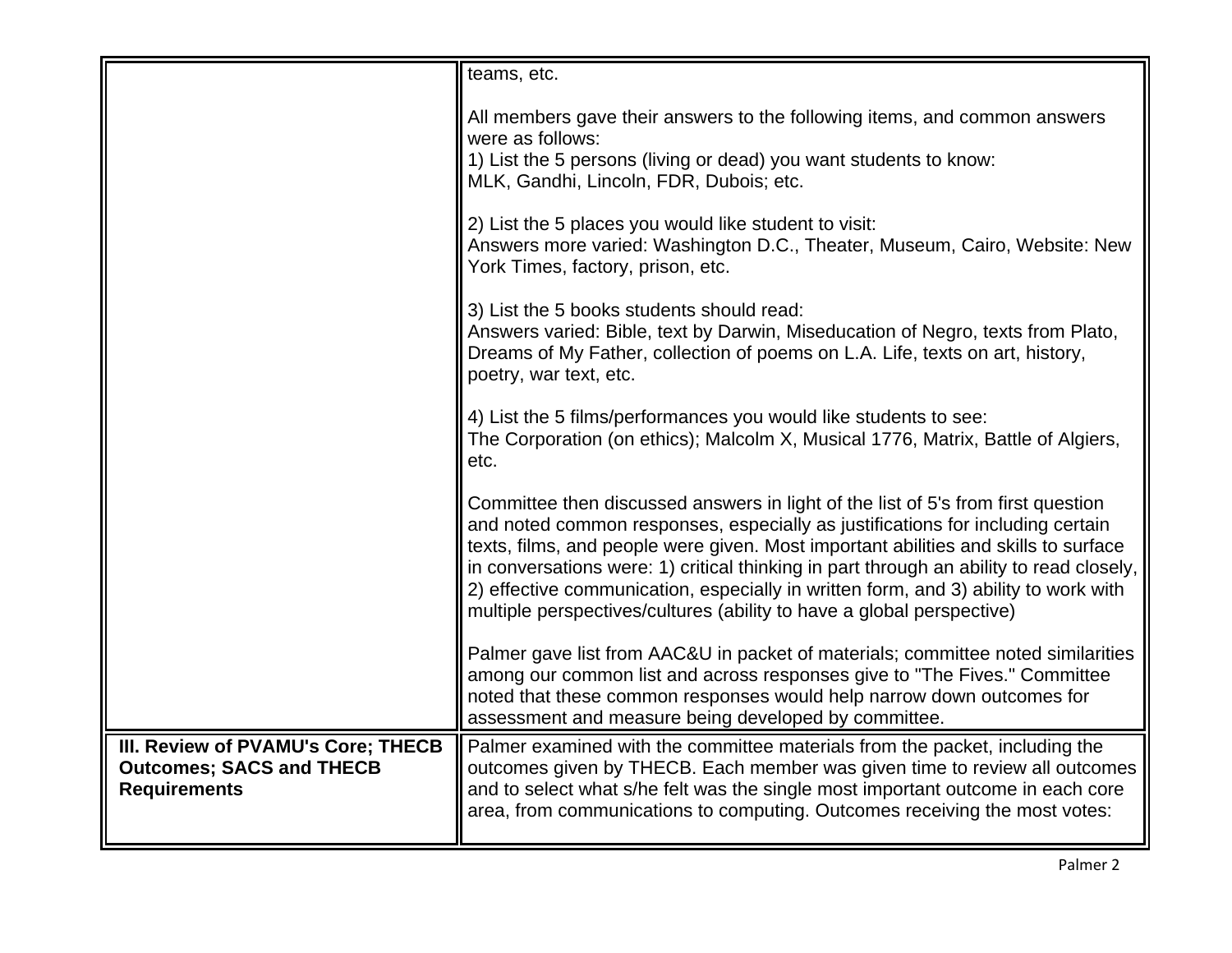| | |
|---|---|
| | teams, etc.<br><br>All members gave their answers to the following items, and common answers were as follows:<br>1) List the 5 persons (living or dead) you want students to know:<br>MLK, Gandhi, Lincoln, FDR, Dubois; etc.<br><br>2) List the 5 places you would like student to visit:<br>Answers more varied: Washington D.C., Theater, Museum, Cairo, Website: New York Times, factory, prison, etc.<br><br>3) List the 5 books students should read:<br>Answers varied: Bible, text by Darwin, Miseducation of Negro, texts from Plato, Dreams of My Father, collection of poems on L.A. Life, texts on art, history, poetry, war text, etc.<br><br>4) List the 5 films/performances you would like students to see:<br>The Corporation (on ethics); Malcolm X, Musical 1776, Matrix, Battle of Algiers, etc.<br><br>Committee then discussed answers in light of the list of 5's from first question and noted common responses, especially as justifications for including certain texts, films, and people were given. Most important abilities and skills to surface in conversations were: 1) critical thinking in part through an ability to read closely, 2) effective communication, especially in written form, and 3) ability to work with multiple perspectives/cultures (ability to have a global perspective)<br><br>Palmer gave list from AAC&U in packet of materials; committee noted similarities among our common list and across responses give to "The Fives." Committee noted that these common responses would help narrow down outcomes for assessment and measure being developed by committee. |
| **III. Review of PVAMU's Core; THECB Outcomes; SACS and THECB Requirements** | Palmer examined with the committee materials from the packet, including the outcomes given by THECB. Each member was given time to review all outcomes and to select what s/he felt was the single most important outcome in each core area, from communications to computing. Outcomes receiving the most votes: |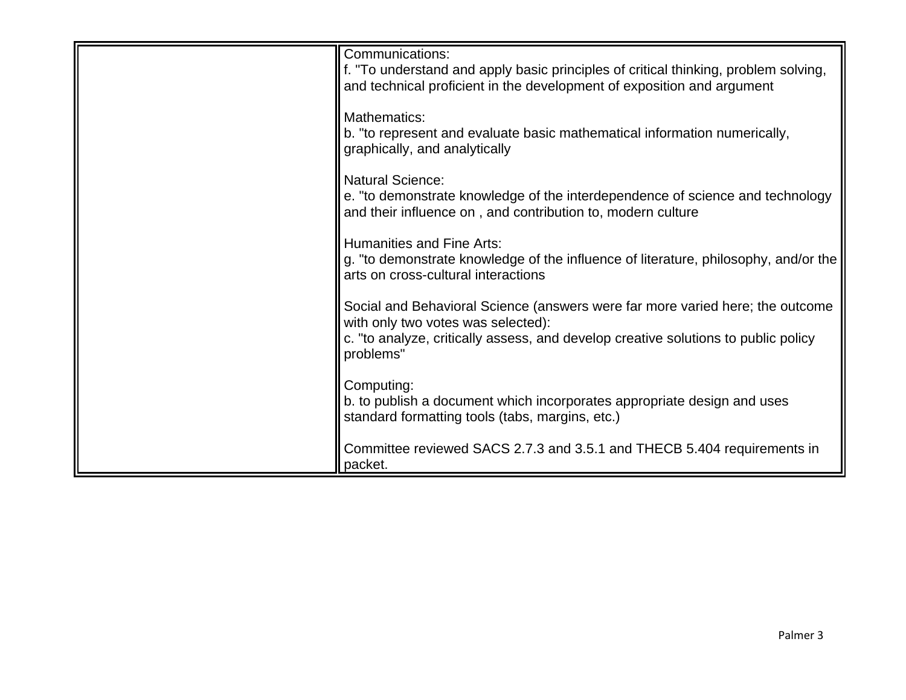| | |
|---|---|
| | Communications:<br>f. "To understand and apply basic principles of critical thinking, problem solving, and technical proficient in the development of exposition and argument<br><br>Mathematics:<br>b. "to represent and evaluate basic mathematical information numerically, graphically, and analytically<br><br>Natural Science:<br>e. "to demonstrate knowledge of the interdependence of science and technology and their influence on , and contribution to, modern culture<br><br>Humanities and Fine Arts:<br>g. "to demonstrate knowledge of the influence of literature, philosophy, and/or the arts on cross-cultural interactions<br><br>Social and Behavioral Science (answers were far more varied here; the outcome with only two votes was selected):<br>c. "to analyze, critically assess, and develop creative solutions to public policy problems"<br><br>Computing:<br>b. to publish a document which incorporates appropriate design and uses standard formatting tools (tabs, margins, etc.)<br><br>Committee reviewed SACS 2.7.3 and 3.5.1 and THECB 5.404 requirements in packet. |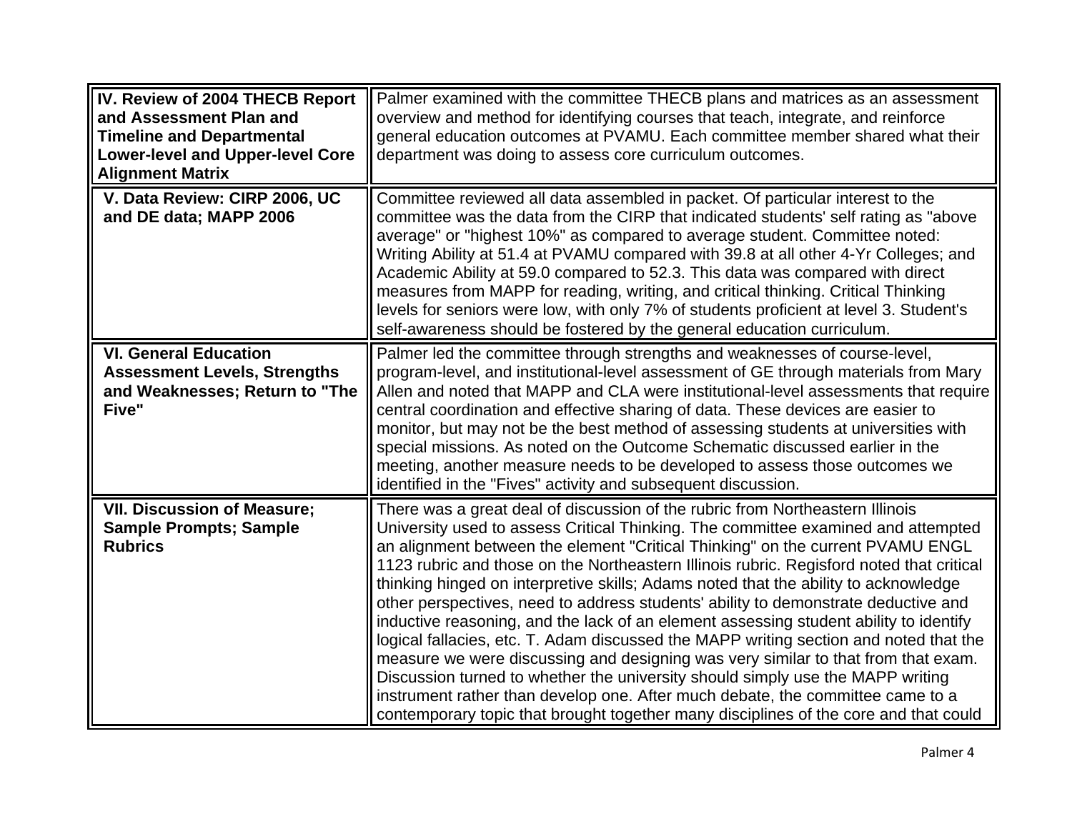| | |
|---|---|
| **IV. Review of 2004 THECB Report and Assessment Plan and Timeline and Departmental Lower-level and Upper-level Core Alignment Matrix** | Palmer examined with the committee THECB plans and matrices as an assessment overview and method for identifying courses that teach, integrate, and reinforce general education outcomes at PVAMU. Each committee member shared what their department was doing to assess core curriculum outcomes. |
| **V. Data Review: CIRP 2006, UC and DE data; MAPP 2006** | Committee reviewed all data assembled in packet. Of particular interest to the committee was the data from the CIRP that indicated students' self rating as "above average" or "highest 10%" as compared to average student. Committee noted: Writing Ability at 51.4 at PVAMU compared with 39.8 at all other 4-Yr Colleges; and Academic Ability at 59.0 compared to 52.3. This data was compared with direct measures from MAPP for reading, writing, and critical thinking. Critical Thinking levels for seniors were low, with only 7% of students proficient at level 3. Student's self-awareness should be fostered by the general education curriculum. |
| **VI. General Education Assessment Levels, Strengths and Weaknesses; Return to "The Five"** | Palmer led the committee through strengths and weaknesses of course-level, program-level, and institutional-level assessment of GE through materials from Mary Allen and noted that MAPP and CLA were institutional-level assessments that require central coordination and effective sharing of data. These devices are easier to monitor, but may not be the best method of assessing students at universities with special missions. As noted on the Outcome Schematic discussed earlier in the meeting, another measure needs to be developed to assess those outcomes we identified in the "Fives" activity and subsequent discussion. |
| **VII. Discussion of Measure; Sample Prompts; Sample Rubrics** | There was a great deal of discussion of the rubric from Northeastern Illinois University used to assess Critical Thinking. The committee examined and attempted an alignment between the element "Critical Thinking" on the current PVAMU ENGL 1123 rubric and those on the Northeastern Illinois rubric. Regisford noted that critical thinking hinged on interpretive skills; Adams noted that the ability to acknowledge other perspectives, need to address students' ability to demonstrate deductive and inductive reasoning, and the lack of an element assessing student ability to identify logical fallacies, etc. T. Adam discussed the MAPP writing section and noted that the measure we were discussing and designing was very similar to that from that exam. Discussion turned to whether the university should simply use the MAPP writing instrument rather than develop one. After much debate, the committee came to a contemporary topic that brought together many disciplines of the core and that could |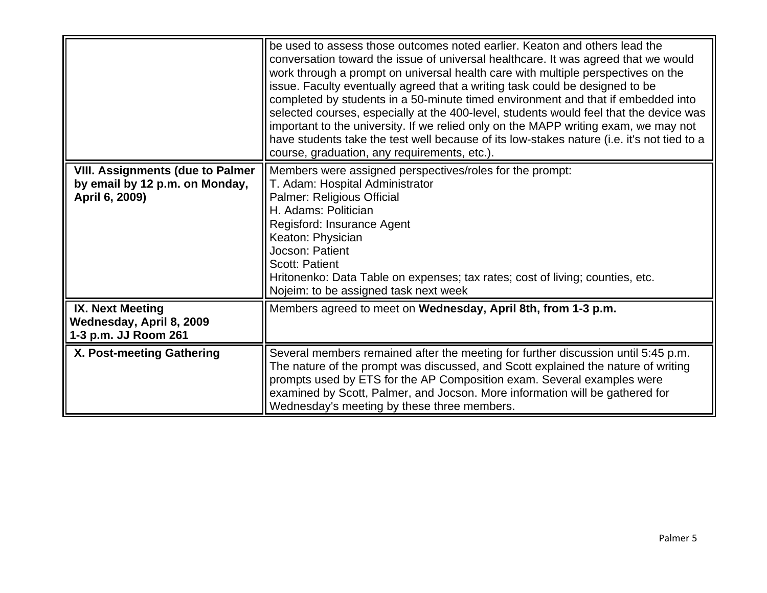| | |
|---|---|
| | be used to assess those outcomes noted earlier. Keaton and others lead the conversation toward the issue of universal healthcare. It was agreed that we would work through a prompt on universal health care with multiple perspectives on the issue. Faculty eventually agreed that a writing task could be designed to be completed by students in a 50-minute timed environment and that if embedded into selected courses, especially at the 400-level, students would feel that the device was important to the university. If we relied only on the MAPP writing exam, we may not have students take the test well because of its low-stakes nature (i.e. it's not tied to a course, graduation, any requirements, etc.). |
| **VIII. Assignments (due to Palmer by email by 12 p.m. on Monday, April 6, 2009)** | Members were assigned perspectives/roles for the prompt:<br>T. Adam: Hospital Administrator<br>Palmer: Religious Official<br>H. Adams: Politician<br>Regisford: Insurance Agent<br>Keaton: Physician<br>Jocson: Patient<br>Scott: Patient<br>Hritonenko: Data Table on expenses; tax rates; cost of living; counties, etc.<br>Nojeim: to be assigned task next week |
| **IX. Next Meeting Wednesday, April 8, 2009 1-3 p.m. JJ Room 261** | Members agreed to meet on **Wednesday, April 8th, from 1-3 p.m.** |
| **X. Post-meeting Gathering** | Several members remained after the meeting for further discussion until 5:45 p.m. The nature of the prompt was discussed, and Scott explained the nature of writing prompts used by ETS for the AP Composition exam. Several examples were examined by Scott, Palmer, and Jocson. More information will be gathered for Wednesday's meeting by these three members. |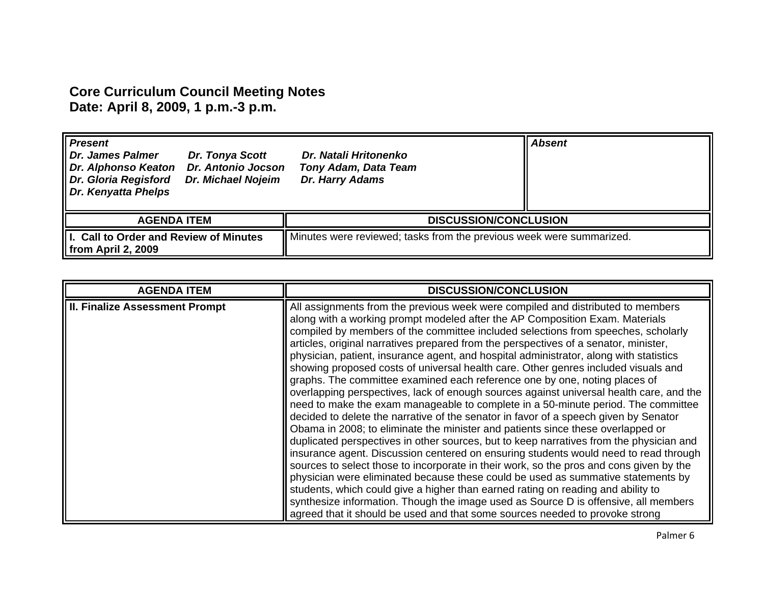**Core Curriculum Council Meeting Notes**
**Date: April 8, 2009, 1 p.m.-3 p.m.**

| ***Present*** | ***Absent*** |
|---|---|
| ***Dr. James Palmer*** ***Dr. Tonya Scott*** ***Dr. Natali Hritonenko*** ***Dr. Alphonso Keaton*** ***Dr. Antonio Jocson*** ***Tony Adam, Data Team*** ***Dr. Gloria Regisford*** ***Dr. Michael Nojeim*** ***Dr. Harry Adams*** ***Dr. Kenyatta Phelps*** | |

| AGENDA ITEM | DISCUSSION/CONCLUSION |
|---|---|
| **I. Call to Order and Review of Minutes from April 2, 2009** | Minutes were reviewed; tasks from the previous week were summarized. |

| AGENDA ITEM | DISCUSSION/CONCLUSION |
|---|---|
| **II. Finalize Assessment Prompt** | All assignments from the previous week were compiled and distributed to members along with a working prompt modeled after the AP Composition Exam. Materials compiled by members of the committee included selections from speeches, scholarly articles, original narratives prepared from the perspectives of a senator, minister, physician, patient, insurance agent, and hospital administrator, along with statistics showing proposed costs of universal health care. Other genres included visuals and graphs. The committee examined each reference one by one, noting places of overlapping perspectives, lack of enough sources against universal health care, and the need to make the exam manageable to complete in a 50-minute period. The committee decided to delete the narrative of the senator in favor of a speech given by Senator Obama in 2008; to eliminate the minister and patients since these overlapped or duplicated perspectives in other sources, but to keep narratives from the physician and insurance agent. Discussion centered on ensuring students would need to read through sources to select those to incorporate in their work, so the pros and cons given by the physician were eliminated because these could be used as summative statements by students, which could give a higher than earned rating on reading and ability to synthesize information. Though the image used as Source D is offensive, all members agreed that it should be used and that some sources needed to provoke strong |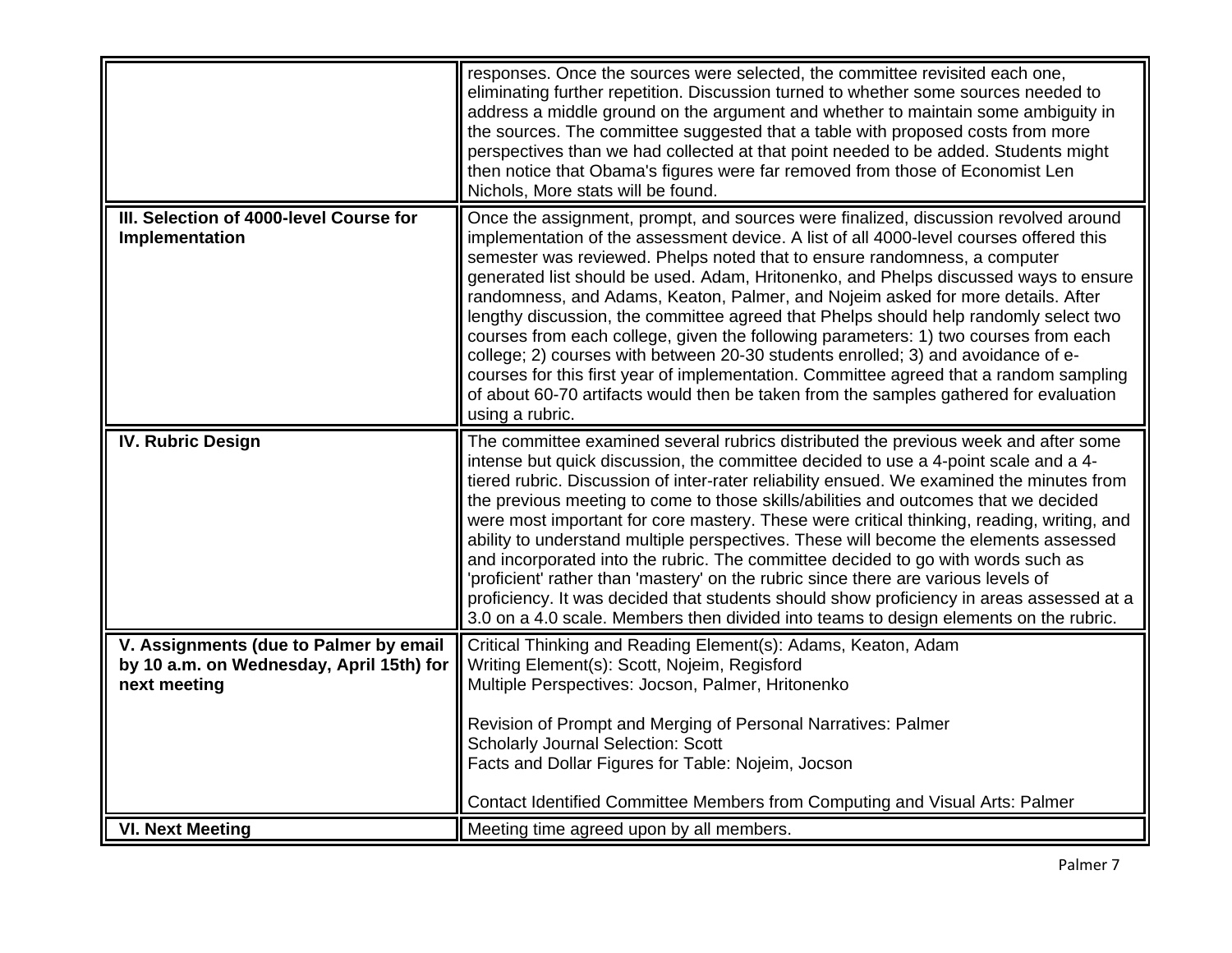| | |
|---|---|
| | responses. Once the sources were selected, the committee revisited each one, eliminating further repetition. Discussion turned to whether some sources needed to address a middle ground on the argument and whether to maintain some ambiguity in the sources. The committee suggested that a table with proposed costs from more perspectives than we had collected at that point needed to be added. Students might then notice that Obama's figures were far removed from those of Economist Len Nichols, More stats will be found. |
| **III. Selection of 4000-level Course for Implementation** | Once the assignment, prompt, and sources were finalized, discussion revolved around implementation of the assessment device. A list of all 4000-level courses offered this semester was reviewed. Phelps noted that to ensure randomness, a computer generated list should be used. Adam, Hritonenko, and Phelps discussed ways to ensure randomness, and Adams, Keaton, Palmer, and Nojeim asked for more details. After lengthy discussion, the committee agreed that Phelps should help randomly select two courses from each college, given the following parameters: 1) two courses from each college; 2) courses with between 20-30 students enrolled; 3) and avoidance of e-courses for this first year of implementation. Committee agreed that a random sampling of about 60-70 artifacts would then be taken from the samples gathered for evaluation using a rubric. |
| **IV. Rubric Design** | The committee examined several rubrics distributed the previous week and after some intense but quick discussion, the committee decided to use a 4-point scale and a 4-tiered rubric. Discussion of inter-rater reliability ensued. We examined the minutes from the previous meeting to come to those skills/abilities and outcomes that we decided were most important for core mastery. These were critical thinking, reading, writing, and ability to understand multiple perspectives. These will become the elements assessed and incorporated into the rubric. The committee decided to go with words such as 'proficient' rather than 'mastery' on the rubric since there are various levels of proficiency. It was decided that students should show proficiency in areas assessed at a 3.0 on a 4.0 scale. Members then divided into teams to design elements on the rubric. |
| **V. Assignments (due to Palmer by email by 10 a.m. on Wednesday, April 15th) for next meeting** | Critical Thinking and Reading Element(s): Adams, Keaton, Adam<br>Writing Element(s): Scott, Nojeim, Regisford<br>Multiple Perspectives: Jocson, Palmer, Hritonenko<br><br>Revision of Prompt and Merging of Personal Narratives: Palmer<br>Scholarly Journal Selection: Scott<br>Facts and Dollar Figures for Table: Nojeim, Jocson<br><br>Contact Identified Committee Members from Computing and Visual Arts: Palmer |
| **VI. Next Meeting** | Meeting time agreed upon by all members. |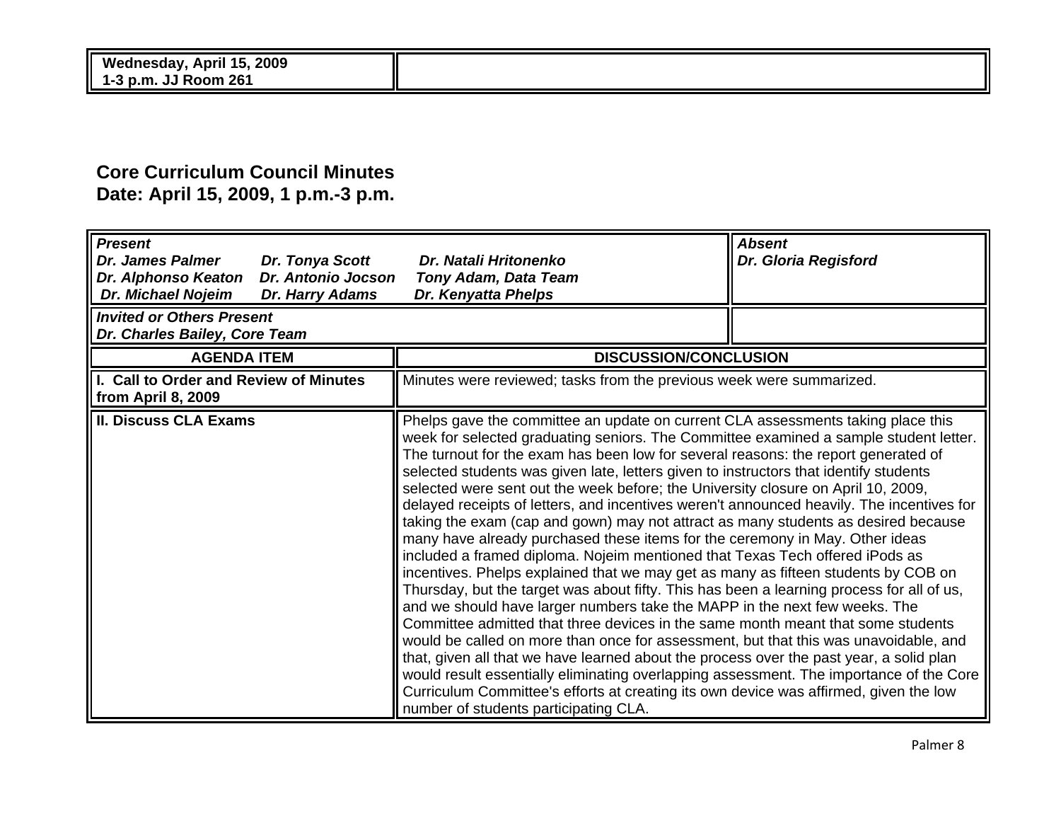| **Wednesday, April 15, 2009**<br>**1-3 p.m. JJ Room 261** | |
|---|---|

## Core Curriculum Council Minutes
## Date: April 15, 2009, 1 p.m.-3 p.m.

| ***Present*** | ***Absent*** |
|---|---|
| ***Dr. James Palmer &nbsp;&nbsp; Dr. Tonya Scott &nbsp;&nbsp; Dr. Natali Hritonenko***<br>***Dr. Alphonso Keaton &nbsp;&nbsp; Dr. Antonio Jocson &nbsp;&nbsp; Tony Adam, Data Team***<br>***Dr. Michael Nojeim &nbsp;&nbsp; Dr. Harry Adams &nbsp;&nbsp; Dr. Kenyatta Phelps*** | ***Dr. Gloria Regisford*** |
| ***Invited or Others Present***<br>***Dr. Charles Bailey, Core Team*** | |

| AGENDA ITEM | DISCUSSION/CONCLUSION |
|---|---|
| **I. Call to Order and Review of Minutes from April 8, 2009** | Minutes were reviewed; tasks from the previous week were summarized. |
| **II. Discuss CLA Exams** | Phelps gave the committee an update on current CLA assessments taking place this week for selected graduating seniors. The Committee examined a sample student letter. The turnout for the exam has been low for several reasons: the report generated of selected students was given late, letters given to instructors that identify students selected were sent out the week before; the University closure on April 10, 2009, delayed receipts of letters, and incentives weren't announced heavily. The incentives for taking the exam (cap and gown) may not attract as many students as desired because many have already purchased these items for the ceremony in May. Other ideas included a framed diploma. Nojeim mentioned that Texas Tech offered iPods as incentives. Phelps explained that we may get as many as fifteen students by COB on Thursday, but the target was about fifty. This has been a learning process for all of us, and we should have larger numbers take the MAPP in the next few weeks. The Committee admitted that three devices in the same month meant that some students would be called on more than once for assessment, but that this was unavoidable, and that, given all that we have learned about the process over the past year, a solid plan would result essentially eliminating overlapping assessment. The importance of the Core Curriculum Committee's efforts at creating its own device was affirmed, given the low number of students participating CLA. |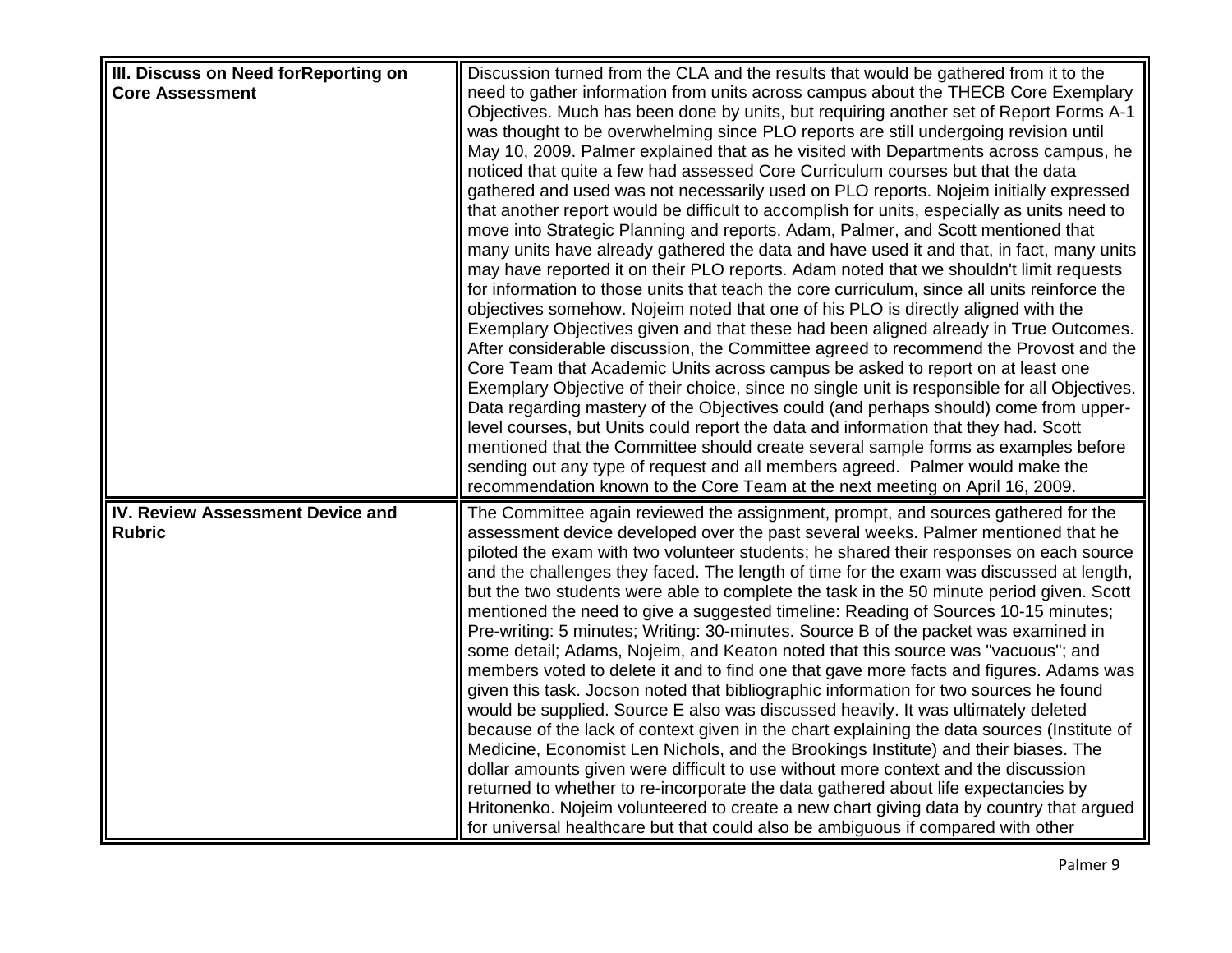| III. Discuss on Need forReporting on Core Assessment | Discussion turned from the CLA and the results that would be gathered from it to the need to gather information from units across campus about the THECB Core Exemplary Objectives. Much has been done by units, but requiring another set of Report Forms A-1 was thought to be overwhelming since PLO reports are still undergoing revision until May 10, 2009. Palmer explained that as he visited with Departments across campus, he noticed that quite a few had assessed Core Curriculum courses but that the data gathered and used was not necessarily used on PLO reports. Nojeim initially expressed that another report would be difficult to accomplish for units, especially as units need to move into Strategic Planning and reports. Adam, Palmer, and Scott mentioned that many units have already gathered the data and have used it and that, in fact, many units may have reported it on their PLO reports. Adam noted that we shouldn't limit requests for information to those units that teach the core curriculum, since all units reinforce the objectives somehow. Nojeim noted that one of his PLO is directly aligned with the Exemplary Objectives given and that these had been aligned already in True Outcomes. After considerable discussion, the Committee agreed to recommend the Provost and the Core Team that Academic Units across campus be asked to report on at least one Exemplary Objective of their choice, since no single unit is responsible for all Objectives. Data regarding mastery of the Objectives could (and perhaps should) come from upper-level courses, but Units could report the data and information that they had. Scott mentioned that the Committee should create several sample forms as examples before sending out any type of request and all members agreed. Palmer would make the recommendation known to the Core Team at the next meeting on April 16, 2009. |
|---|---|
| **IV. Review Assessment Device and Rubric** | The Committee again reviewed the assignment, prompt, and sources gathered for the assessment device developed over the past several weeks. Palmer mentioned that he piloted the exam with two volunteer students; he shared their responses on each source and the challenges they faced. The length of time for the exam was discussed at length, but the two students were able to complete the task in the 50 minute period given. Scott mentioned the need to give a suggested timeline: Reading of Sources 10-15 minutes; Pre-writing: 5 minutes; Writing: 30-minutes. Source B of the packet was examined in some detail; Adams, Nojeim, and Keaton noted that this source was "vacuous"; and members voted to delete it and to find one that gave more facts and figures. Adams was given this task. Jocson noted that bibliographic information for two sources he found would be supplied. Source E also was discussed heavily. It was ultimately deleted because of the lack of context given in the chart explaining the data sources (Institute of Medicine, Economist Len Nichols, and the Brookings Institute) and their biases. The dollar amounts given were difficult to use without more context and the discussion returned to whether to re-incorporate the data gathered about life expectancies by Hritonenko. Nojeim volunteered to create a new chart giving data by country that argued for universal healthcare but that could also be ambiguous if compared with other |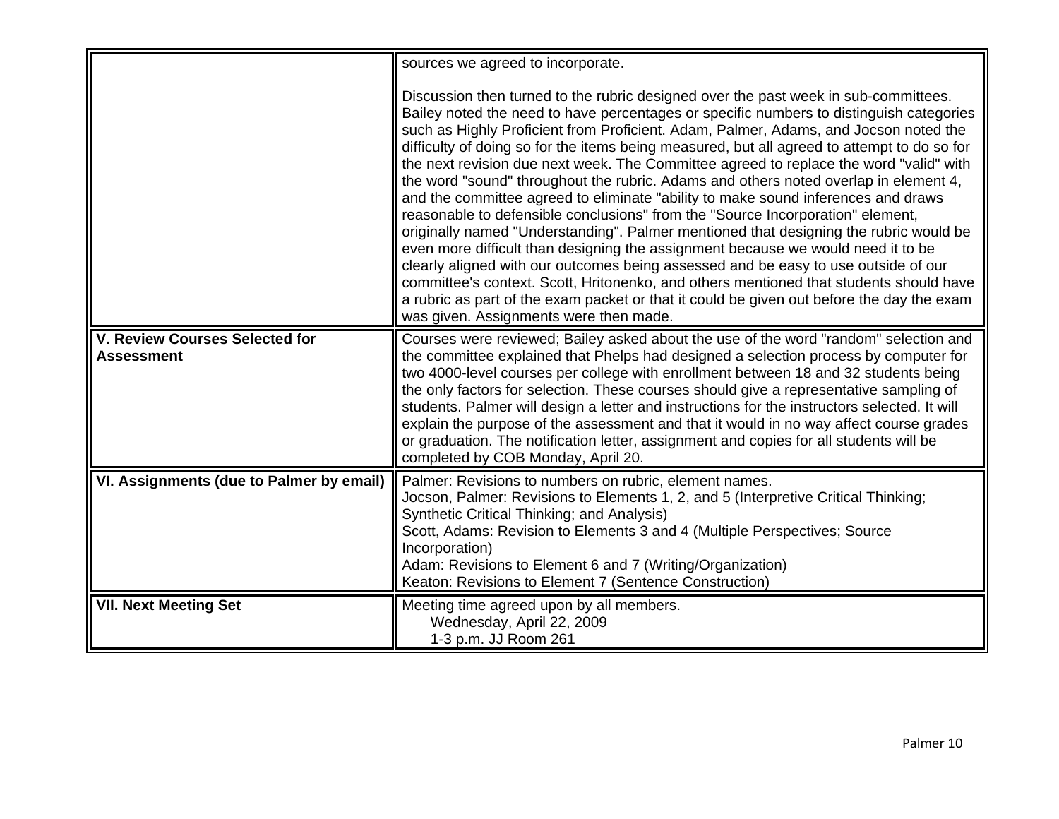| | |
|---|---|
| | sources we agreed to incorporate.<br><br>Discussion then turned to the rubric designed over the past week in sub-committees. Bailey noted the need to have percentages or specific numbers to distinguish categories such as Highly Proficient from Proficient. Adam, Palmer, Adams, and Jocson noted the difficulty of doing so for the items being measured, but all agreed to attempt to do so for the next revision due next week. The Committee agreed to replace the word "valid" with the word "sound" throughout the rubric. Adams and others noted overlap in element 4, and the committee agreed to eliminate "ability to make sound inferences and draws reasonable to defensible conclusions" from the "Source Incorporation" element, originally named "Understanding". Palmer mentioned that designing the rubric would be even more difficult than designing the assignment because we would need it to be clearly aligned with our outcomes being assessed and be easy to use outside of our committee's context. Scott, Hritonenko, and others mentioned that students should have a rubric as part of the exam packet or that it could be given out before the day the exam was given. Assignments were then made. |
| **V. Review Courses Selected for Assessment** | Courses were reviewed; Bailey asked about the use of the word "random" selection and the committee explained that Phelps had designed a selection process by computer for two 4000-level courses per college with enrollment between 18 and 32 students being the only factors for selection. These courses should give a representative sampling of students. Palmer will design a letter and instructions for the instructors selected. It will explain the purpose of the assessment and that it would in no way affect course grades or graduation. The notification letter, assignment and copies for all students will be completed by COB Monday, April 20. |
| **VI. Assignments (due to Palmer by email)** | Palmer: Revisions to numbers on rubric, element names.<br>Jocson, Palmer: Revisions to Elements 1, 2, and 5 (Interpretive Critical Thinking; Synthetic Critical Thinking; and Analysis)<br>Scott, Adams: Revision to Elements 3 and 4 (Multiple Perspectives; Source Incorporation)<br>Adam: Revisions to Element 6 and 7 (Writing/Organization)<br>Keaton: Revisions to Element 7 (Sentence Construction) |
| **VII. Next Meeting Set** | Meeting time agreed upon by all members.<br>Wednesday, April 22, 2009<br>1-3 p.m. JJ Room 261 |